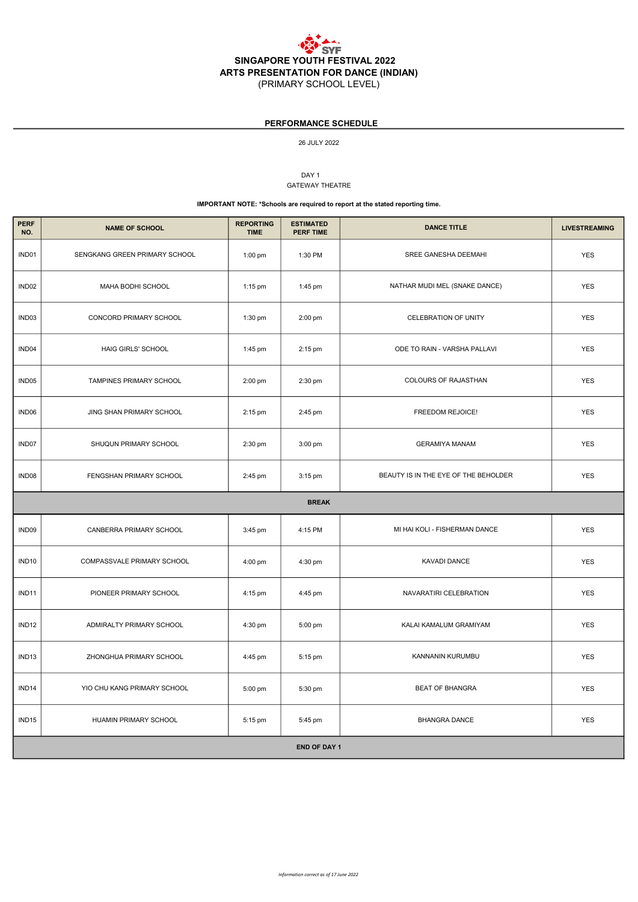# SINGAPORE YOUTH FESTIVAL 2022
# ARTS PRESENTATION FOR DANCE (INDIAN)
(PRIMARY SCHOOL LEVEL)

## PERFORMANCE SCHEDULE

26 JULY 2022

DAY 1
GATEWAY THEATRE

**IMPORTANT NOTE: *Schools are required to report at the stated reporting time.**

| PERF NO. | NAME OF SCHOOL | REPORTING TIME | ESTIMATED PERF TIME | DANCE TITLE | LIVESTREAMING |
|---|---|---|---|---|---|
| IND01 | SENGKANG GREEN PRIMARY SCHOOL | 1:00 pm | 1:30 PM | SREE GANESHA DEEMAHI | YES |
| IND02 | MAHA BODHI SCHOOL | 1:15 pm | 1:45 pm | NATHAR MUDI MEL (SNAKE DANCE) | YES |
| IND03 | CONCORD PRIMARY SCHOOL | 1:30 pm | 2:00 pm | CELEBRATION OF UNITY | YES |
| IND04 | HAIG GIRLS' SCHOOL | 1:45 pm | 2:15 pm | ODE TO RAIN - VARSHA PALLAVI | YES |
| IND05 | TAMPINES PRIMARY SCHOOL | 2:00 pm | 2:30 pm | COLOURS OF RAJASTHAN | YES |
| IND06 | JING SHAN PRIMARY SCHOOL | 2:15 pm | 2:45 pm | FREEDOM REJOICE! | YES |
| IND07 | SHUQUN PRIMARY SCHOOL | 2:30 pm | 3:00 pm | GERAMIYA MANAM | YES |
| IND08 | FENGSHAN PRIMARY SCHOOL | 2:45 pm | 3:15 pm | BEAUTY IS IN THE EYE OF THE BEHOLDER | YES |
| **BREAK** | | | | | |
| IND09 | CANBERRA PRIMARY SCHOOL | 3:45 pm | 4:15 PM | MI HAI KOLI - FISHERMAN DANCE | YES |
| IND10 | COMPASSVALE PRIMARY SCHOOL | 4:00 pm | 4:30 pm | KAVADI DANCE | YES |
| IND11 | PIONEER PRIMARY SCHOOL | 4:15 pm | 4:45 pm | NAVARATIRI CELEBRATION | YES |
| IND12 | ADMIRALTY PRIMARY SCHOOL | 4:30 pm | 5:00 pm | KALAI KAMALUM GRAMIYAM | YES |
| IND13 | ZHONGHUA PRIMARY SCHOOL | 4:45 pm | 5:15 pm | KANNANIN KURUMBU | YES |
| IND14 | YIO CHU KANG PRIMARY SCHOOL | 5:00 pm | 5:30 pm | BEAT OF BHANGRA | YES |
| IND15 | HUAMIN PRIMARY SCHOOL | 5:15 pm | 5:45 pm | BHANGRA DANCE | YES |
| **END OF DAY 1** | | | | | |

*Information correct as of 17 June 2022*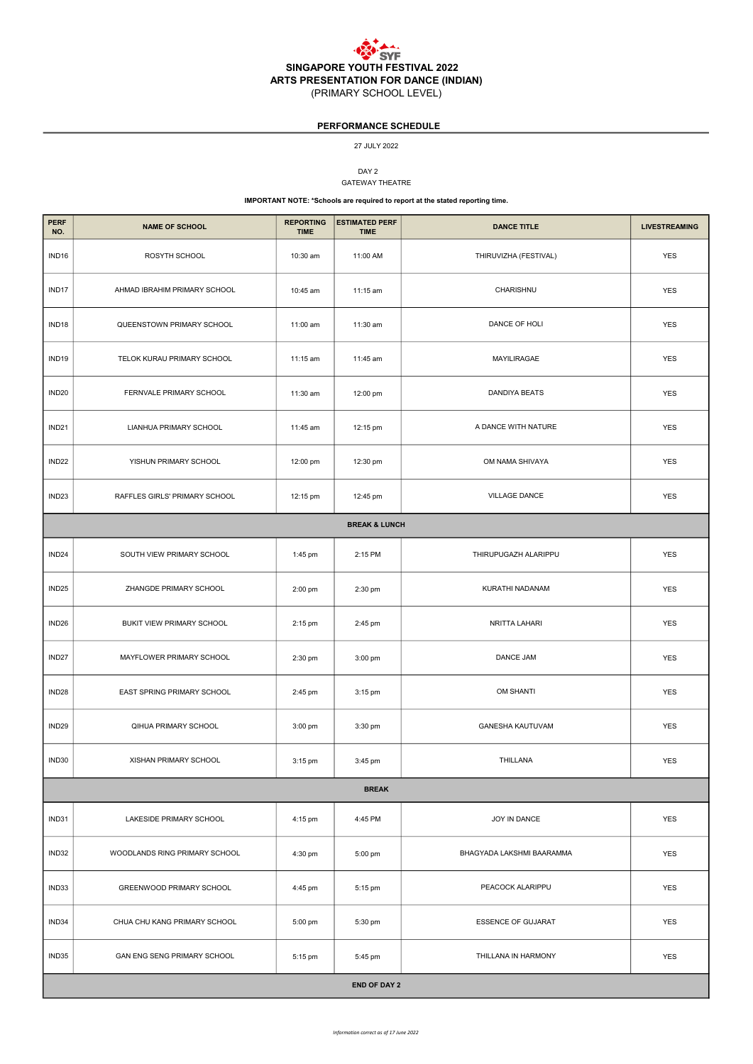# SINGAPORE YOUTH FESTIVAL 2022
## ARTS PRESENTATION FOR DANCE (INDIAN)
(PRIMARY SCHOOL LEVEL)

**PERFORMANCE SCHEDULE**

27 JULY 2022

DAY 2
GATEWAY THEATRE

**IMPORTANT NOTE: *Schools are required to report at the stated reporting time.**

| PERF NO. | NAME OF SCHOOL | REPORTING TIME | ESTIMATED PERF TIME | DANCE TITLE | LIVESTREAMING |
|---|---|---|---|---|---|
| IND16 | ROSYTH SCHOOL | 10:30 am | 11:00 AM | THIRUVIZHA (FESTIVAL) | YES |
| IND17 | AHMAD IBRAHIM PRIMARY SCHOOL | 10:45 am | 11:15 am | CHARISHNU | YES |
| IND18 | QUEENSTOWN PRIMARY SCHOOL | 11:00 am | 11:30 am | DANCE OF HOLI | YES |
| IND19 | TELOK KURAU PRIMARY SCHOOL | 11:15 am | 11:45 am | MAYILIRAGAE | YES |
| IND20 | FERNVALE PRIMARY SCHOOL | 11:30 am | 12:00 pm | DANDIYA BEATS | YES |
| IND21 | LIANHUA PRIMARY SCHOOL | 11:45 am | 12:15 pm | A DANCE WITH NATURE | YES |
| IND22 | YISHUN PRIMARY SCHOOL | 12:00 pm | 12:30 pm | OM NAMA SHIVAYA | YES |
| IND23 | RAFFLES GIRLS' PRIMARY SCHOOL | 12:15 pm | 12:45 pm | VILLAGE DANCE | YES |
| **BREAK & LUNCH** | | | | | |
| IND24 | SOUTH VIEW PRIMARY SCHOOL | 1:45 pm | 2:15 PM | THIRUPUGAZH ALARIPPU | YES |
| IND25 | ZHANGDE PRIMARY SCHOOL | 2:00 pm | 2:30 pm | KURATHI NADANAM | YES |
| IND26 | BUKIT VIEW PRIMARY SCHOOL | 2:15 pm | 2:45 pm | NRITTA LAHARI | YES |
| IND27 | MAYFLOWER PRIMARY SCHOOL | 2:30 pm | 3:00 pm | DANCE JAM | YES |
| IND28 | EAST SPRING PRIMARY SCHOOL | 2:45 pm | 3:15 pm | OM SHANTI | YES |
| IND29 | QIHUA PRIMARY SCHOOL | 3:00 pm | 3:30 pm | GANESHA KAUTUVAM | YES |
| IND30 | XISHAN PRIMARY SCHOOL | 3:15 pm | 3:45 pm | THILLANA | YES |
| **BREAK** | | | | | |
| IND31 | LAKESIDE PRIMARY SCHOOL | 4:15 pm | 4:45 PM | JOY IN DANCE | YES |
| IND32 | WOODLANDS RING PRIMARY SCHOOL | 4:30 pm | 5:00 pm | BHAGYADA LAKSHMI BAARAMMA | YES |
| IND33 | GREENWOOD PRIMARY SCHOOL | 4:45 pm | 5:15 pm | PEACOCK ALARIPPU | YES |
| IND34 | CHUA CHU KANG PRIMARY SCHOOL | 5:00 pm | 5:30 pm | ESSENCE OF GUJARAT | YES |
| IND35 | GAN ENG SENG PRIMARY SCHOOL | 5:15 pm | 5:45 pm | THILLANA IN HARMONY | YES |
| **END OF DAY 2** | | | | | |

*Information correct as of 17 June 2022*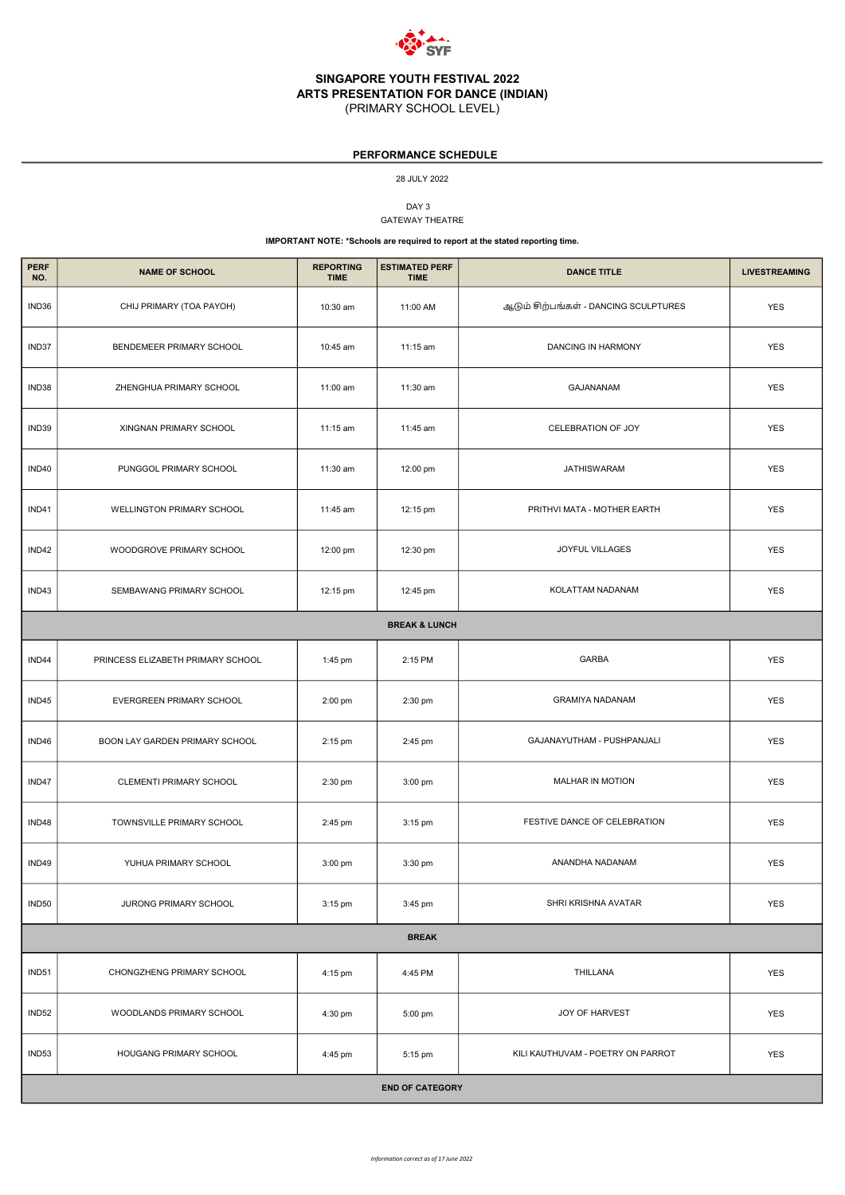# SINGAPORE YOUTH FESTIVAL 2022
## ARTS PRESENTATION FOR DANCE (INDIAN)
(PRIMARY SCHOOL LEVEL)

### PERFORMANCE SCHEDULE

28 JULY 2022

DAY 3
GATEWAY THEATRE

**IMPORTANT NOTE: *Schools are required to report at the stated reporting time.**

| PERF NO. | NAME OF SCHOOL | REPORTING TIME | ESTIMATED PERF TIME | DANCE TITLE | LIVESTREAMING |
|---|---|---|---|---|---|
| IND36 | CHIJ PRIMARY (TOA PAYOH) | 10:30 am | 11:00 AM | ஆடும் சிற்பங்கள் - DANCING SCULPTURES | YES |
| IND37 | BENDEMEER PRIMARY SCHOOL | 10:45 am | 11:15 am | DANCING IN HARMONY | YES |
| IND38 | ZHENGHUA PRIMARY SCHOOL | 11:00 am | 11:30 am | GAJANANAM | YES |
| IND39 | XINGNAN PRIMARY SCHOOL | 11:15 am | 11:45 am | CELEBRATION OF JOY | YES |
| IND40 | PUNGGOL PRIMARY SCHOOL | 11:30 am | 12:00 pm | JATHISWARAM | YES |
| IND41 | WELLINGTON PRIMARY SCHOOL | 11:45 am | 12:15 pm | PRITHVI MATA - MOTHER EARTH | YES |
| IND42 | WOODGROVE PRIMARY SCHOOL | 12:00 pm | 12:30 pm | JOYFUL VILLAGES | YES |
| IND43 | SEMBAWANG PRIMARY SCHOOL | 12:15 pm | 12:45 pm | KOLATTAM NADANAM | YES |
| **BREAK & LUNCH** | | | | | |
| IND44 | PRINCESS ELIZABETH PRIMARY SCHOOL | 1:45 pm | 2:15 PM | GARBA | YES |
| IND45 | EVERGREEN PRIMARY SCHOOL | 2:00 pm | 2:30 pm | GRAMIYA NADANAM | YES |
| IND46 | BOON LAY GARDEN PRIMARY SCHOOL | 2:15 pm | 2:45 pm | GAJANAYUTHAM - PUSHPANJALI | YES |
| IND47 | CLEMENTI PRIMARY SCHOOL | 2:30 pm | 3:00 pm | MALHAR IN MOTION | YES |
| IND48 | TOWNSVILLE PRIMARY SCHOOL | 2:45 pm | 3:15 pm | FESTIVE DANCE OF CELEBRATION | YES |
| IND49 | YUHUA PRIMARY SCHOOL | 3:00 pm | 3:30 pm | ANANDHA NADANAM | YES |
| IND50 | JURONG PRIMARY SCHOOL | 3:15 pm | 3:45 pm | SHRI KRISHNA AVATAR | YES |
| **BREAK** | | | | | |
| IND51 | CHONGZHENG PRIMARY SCHOOL | 4:15 pm | 4:45 PM | THILLANA | YES |
| IND52 | WOODLANDS PRIMARY SCHOOL | 4:30 pm | 5:00 pm | JOY OF HARVEST | YES |
| IND53 | HOUGANG PRIMARY SCHOOL | 4:45 pm | 5:15 pm | KILI KAUTHUVAM - POETRY ON PARROT | YES |
| **END OF CATEGORY** | | | | | |

*Information correct as of 17 June 2022*